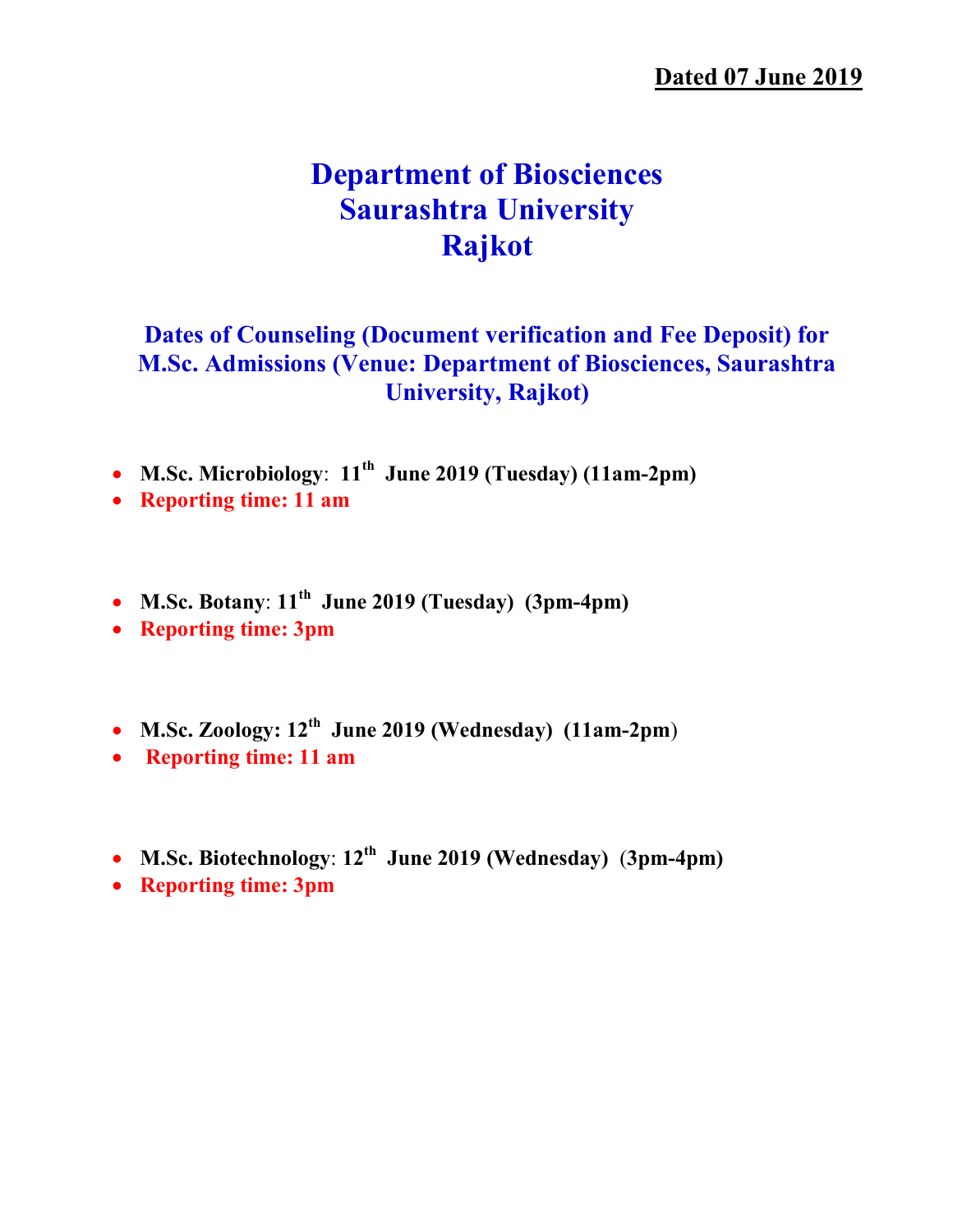**Dated 07 June 2019**

# Department of Biosciences
# Saurashtra University
# Rajkot

## Dates of Counseling (Document verification and Fee Deposit) for M.Sc. Admissions (Venue: Department of Biosciences, Saurashtra University, Rajkot)

- **M.Sc. Microbiology**: **11th June 2019 (Tuesday) (11am-2pm)**
- **Reporting time: 11 am**

- **M.Sc. Botany**: **11th June 2019 (Tuesday) (3pm-4pm)**
- **Reporting time: 3pm**

- **M.Sc. Zoology: 12th June 2019 (Wednesday) (11am-2pm)**
- **Reporting time: 11 am**

- **M.Sc. Biotechnology**: **12th June 2019 (Wednesday) (3pm-4pm)**
- **Reporting time: 3pm**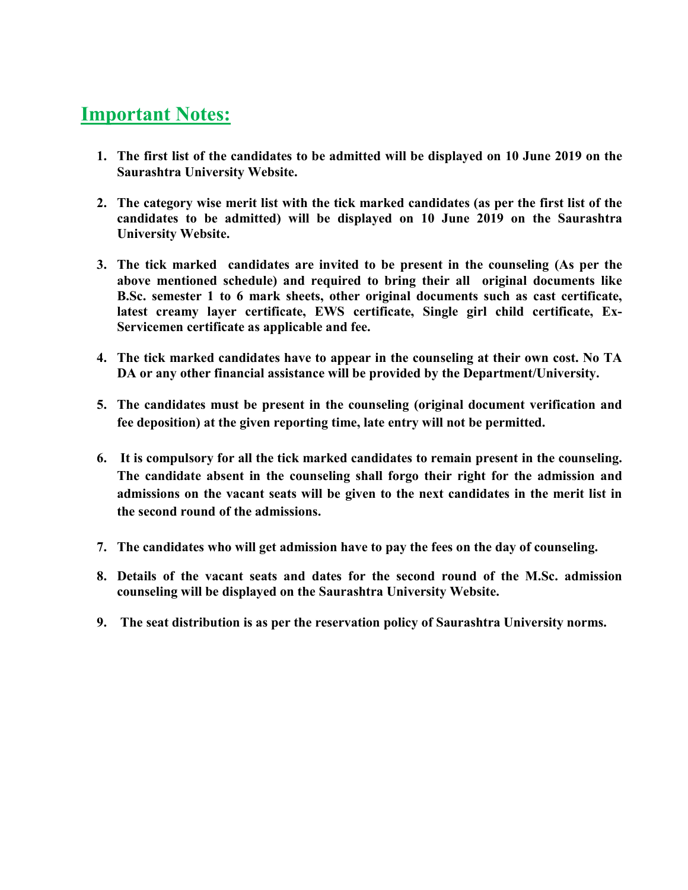## Important Notes:

1. **The first list of the candidates to be admitted will be displayed on 10 June 2019 on the Saurashtra University Website.**

2. **The category wise merit list with the tick marked candidates (as per the first list of the candidates to be admitted) will be displayed on 10 June 2019 on the Saurashtra University Website.**

3. **The tick marked candidates are invited to be present in the counseling (As per the above mentioned schedule) and required to bring their all original documents like B.Sc. semester 1 to 6 mark sheets, other original documents such as cast certificate, latest creamy layer certificate, EWS certificate, Single girl child certificate, Ex-Servicemen certificate as applicable and fee.**

4. **The tick marked candidates have to appear in the counseling at their own cost. No TA DA or any other financial assistance will be provided by the Department/University.**

5. **The candidates must be present in the counseling (original document verification and fee deposition) at the given reporting time, late entry will not be permitted.**

6. **It is compulsory for all the tick marked candidates to remain present in the counseling. The candidate absent in the counseling shall forgo their right for the admission and admissions on the vacant seats will be given to the next candidates in the merit list in the second round of the admissions.**

7. **The candidates who will get admission have to pay the fees on the day of counseling.**

8. **Details of the vacant seats and dates for the second round of the M.Sc. admission counseling will be displayed on the Saurashtra University Website.**

9. **The seat distribution is as per the reservation policy of Saurashtra University norms.**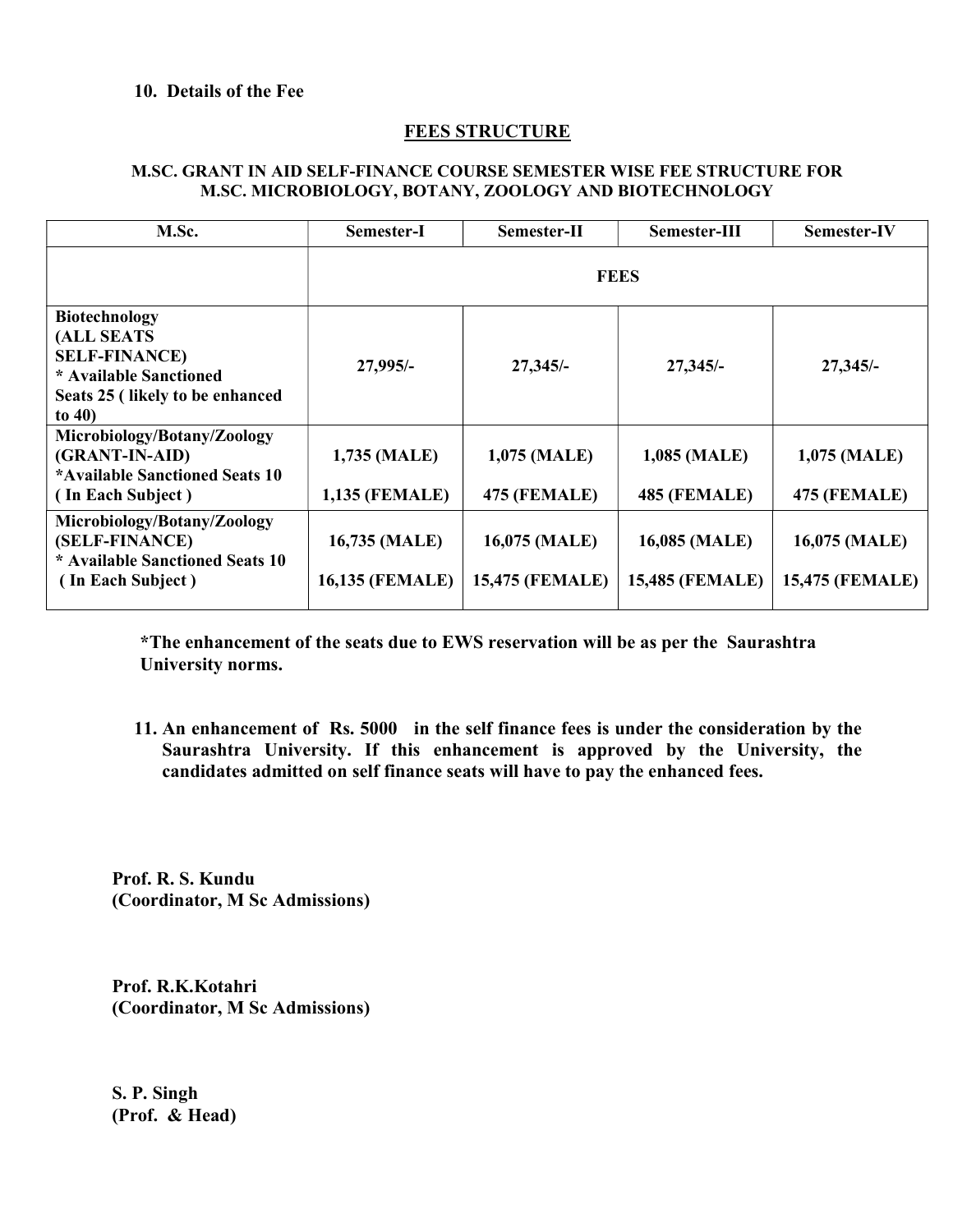**10. Details of the Fee**

## FEES STRUCTURE

### M.SC. GRANT IN AID SELF-FINANCE COURSE SEMESTER WISE FEE STRUCTURE FOR M.SC. MICROBIOLOGY, BOTANY, ZOOLOGY AND BIOTECHNOLOGY

| M.Sc. | Semester-I | Semester-II | Semester-III | Semester-IV |
|---|---|---|---|---|
| | FEES | | | |
| **Biotechnology (ALL SEATS SELF-FINANCE)** * Available Sanctioned Seats 25 ( likely to be enhanced to 40) | 27,995/- | 27,345/- | 27,345/- | 27,345/- |
| **Microbiology/Botany/Zoology (GRANT-IN-AID)** *Available Sanctioned Seats 10 ( In Each Subject ) | 1,735 (MALE)<br>1,135 (FEMALE) | 1,075 (MALE)<br>475 (FEMALE) | 1,085 (MALE)<br>485 (FEMALE) | 1,075 (MALE)<br>475 (FEMALE) |
| **Microbiology/Botany/Zoology (SELF-FINANCE)** * Available Sanctioned Seats 10 ( In Each Subject ) | 16,735 (MALE)<br>16,135 (FEMALE) | 16,075 (MALE)<br>15,475 (FEMALE) | 16,085 (MALE)<br>15,485 (FEMALE) | 16,075 (MALE)<br>15,475 (FEMALE) |

**\*The enhancement of the seats due to EWS reservation will be as per the Saurashtra University norms.**

**11. An enhancement of Rs. 5000 in the self finance fees is under the consideration by the Saurashtra University. If this enhancement is approved by the University, the candidates admitted on self finance seats will have to pay the enhanced fees.**

**Prof. R. S. Kundu**
**(Coordinator, M Sc Admissions)**

**Prof. R.K.Kotahri**
**(Coordinator, M Sc Admissions)**

**S. P. Singh**
**(Prof. & Head)**